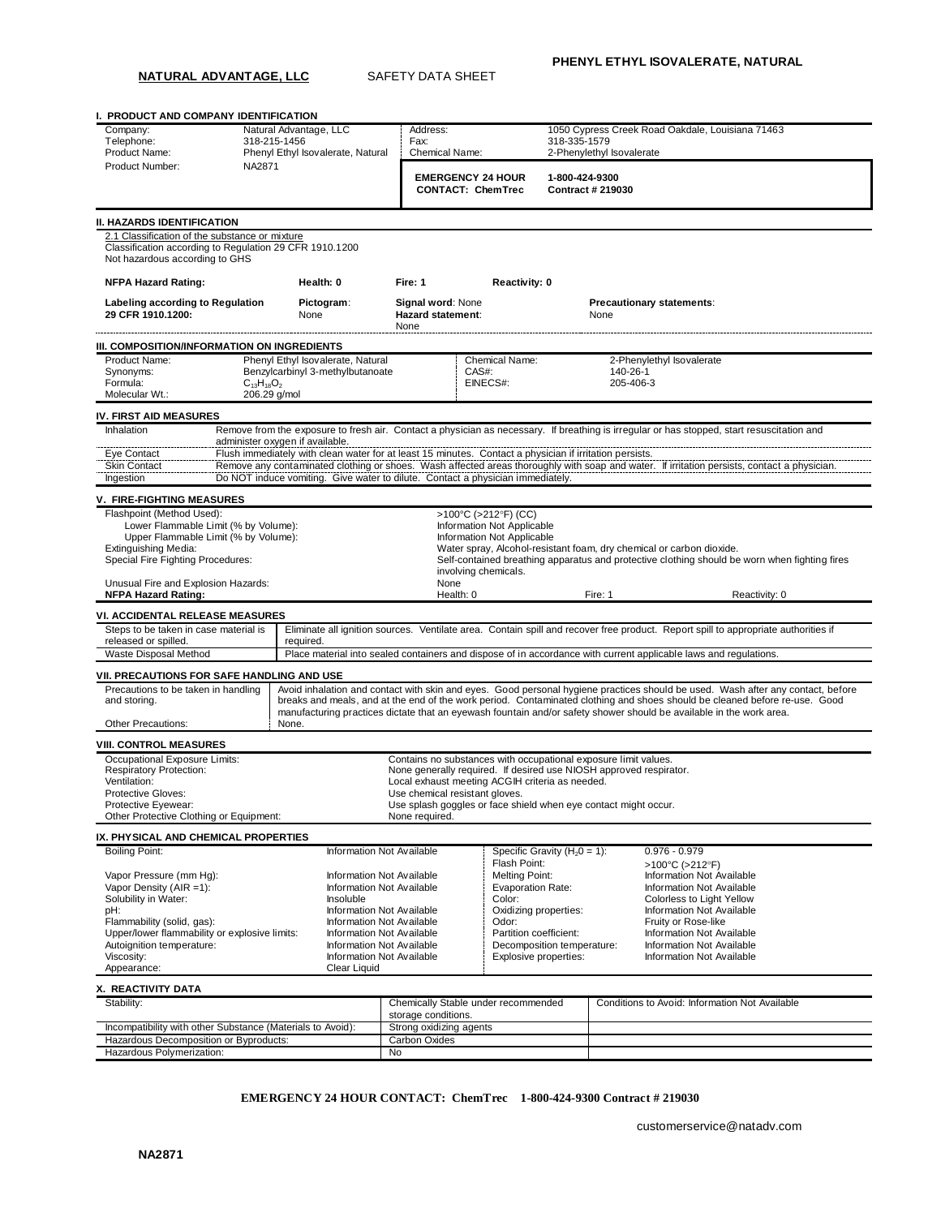**PHENYL ETHYL ISOVALERATE, NATURAL**

**NATURAL ADVANTAGE, LLC** SAFETY DATA SHEET

## I. PRODUCT AND COMPANY IDENTIFICATION

| | | | |
|---|---|---|---|
| Company: | Natural Advantage, LLC | Address: | 1050 Cypress Creek Road Oakdale, Louisiana 71463 |
| Telephone: | 318-215-1456 | Fax: | 318-335-1579 |
| Product Name: | Phenyl Ethyl Isovalerate, Natural | Chemical Name: | 2-Phenylethyl Isovalerate |
| Product Number: | NA2871 | **EMERGENCY 24 HOUR CONTACT: ChemTrec** | **1-800-424-9300 Contract # 219030** |

## II. HAZARDS IDENTIFICATION

2.1 Classification of the substance or mixture
Classification according to Regulation 29 CFR 1910.1200
Not hazardous according to GHS

| | | | |
|---|---|---|---|
| **NFPA Hazard Rating:** | **Health: 0** | **Fire: 1** | **Reactivity: 0** |
| **Labeling according to Regulation 29 CFR 1910.1200:** | **Pictogram**: None | **Signal word**: None **Hazard statement**: None | **Precautionary statements**: None |

## III. COMPOSITION/INFORMATION ON INGREDIENTS

| | | | |
|---|---|---|---|
| Product Name: | Phenyl Ethyl Isovalerate, Natural | Chemical Name: | 2-Phenylethyl Isovalerate |
| Synonyms: | Benzylcarbinyl 3-methylbutanoate | CAS#: | 140-26-1 |
| Formula: | $C_{13}H_{18}O_2$ | EINECS#: | 205-406-3 |
| Molecular Wt.: | 206.29 g/mol | | |

## IV. FIRST AID MEASURES

| | |
|---|---|
| Inhalation | Remove from the exposure to fresh air. Contact a physician as necessary. If breathing is irregular or has stopped, start resuscitation and administer oxygen if available. |
| Eye Contact | Flush immediately with clean water for at least 15 minutes. Contact a physician if irritation persists. |
| Skin Contact | Remove any contaminated clothing or shoes. Wash affected areas thoroughly with soap and water. If irritation persists, contact a physician. |
| Ingestion | Do NOT induce vomiting. Give water to dilute. Contact a physician immediately. |

## V. FIRE-FIGHTING MEASURES

| | |
|---|---|
| Flashpoint (Method Used): | >100°C (>212°F) (CC) |
| Lower Flammable Limit (% by Volume): | Information Not Applicable |
| Upper Flammable Limit (% by Volume): | Information Not Applicable |
| Extinguishing Media: | Water spray, Alcohol-resistant foam, dry chemical or carbon dioxide. |
| Special Fire Fighting Procedures: | Self-contained breathing apparatus and protective clothing should be worn when fighting fires involving chemicals. |
| Unusual Fire and Explosion Hazards: | None |
| **NFPA Hazard Rating:** | Health: 0 Fire: 1 Reactivity: 0 |

## VI. ACCIDENTAL RELEASE MEASURES

| | |
|---|---|
| Steps to be taken in case material is released or spilled. | Eliminate all ignition sources. Ventilate area. Contain spill and recover free product. Report spill to appropriate authorities if required. |
| Waste Disposal Method | Place material into sealed containers and dispose of in accordance with current applicable laws and regulations. |

## VII. PRECAUTIONS FOR SAFE HANDLING AND USE

| | |
|---|---|
| Precautions to be taken in handling and storing. | Avoid inhalation and contact with skin and eyes. Good personal hygiene practices should be used. Wash after any contact, before breaks and meals, and at the end of the work period. Contaminated clothing and shoes should be cleaned before re-use. Good manufacturing practices dictate that an eyewash fountain and/or safety shower should be available in the work area. |
| Other Precautions: | None. |

## VIII. CONTROL MEASURES

| | |
|---|---|
| Occupational Exposure Limits: | Contains no substances with occupational exposure limit values. |
| Respiratory Protection: | None generally required. If desired use NIOSH approved respirator. |
| Ventilation: | Local exhaust meeting ACGIH criteria as needed. |
| Protective Gloves: | Use chemical resistant gloves. |
| Protective Eyewear: | Use splash goggles or face shield when eye contact might occur. |
| Other Protective Clothing or Equipment: | None required. |

## IX. PHYSICAL AND CHEMICAL PROPERTIES

| | | | |
|---|---|---|---|
| Boiling Point: | Information Not Available | Specific Gravity ($H_20$ = 1): | 0.976 - 0.979 |
| | | Flash Point: | >100°C (>212°F) |
| Vapor Pressure (mm Hg): | Information Not Available | Melting Point: | Information Not Available |
| Vapor Density (AIR =1): | Information Not Available | Evaporation Rate: | Information Not Available |
| Solubility in Water: | Insoluble | Color: | Colorless to Light Yellow |
| pH: | Information Not Available | Oxidizing properties: | Information Not Available |
| Flammability (solid, gas): | Information Not Available | Odor: | Fruity or Rose-like |
| Upper/lower flammability or explosive limits: | Information Not Available | Partition coefficient: | Information Not Available |
| Autoignition temperature: | Information Not Available | Decomposition temperature: | Information Not Available |
| Viscosity: | Information Not Available | Explosive properties: | Information Not Available |
| Appearance: | Clear Liquid | | |

## X. REACTIVITY DATA

| | | |
|---|---|---|
| Stability: | Chemically Stable under recommended storage conditions. | Conditions to Avoid: Information Not Available |
| Incompatibility with other Substance (Materials to Avoid): | Strong oxidizing agents | |
| Hazardous Decomposition or Byproducts: | Carbon Oxides | |
| Hazardous Polymerization: | No | |

**EMERGENCY 24 HOUR CONTACT: ChemTrec 1-800-424-9300 Contract # 219030**

customerservice@natadv.com

**NA2871**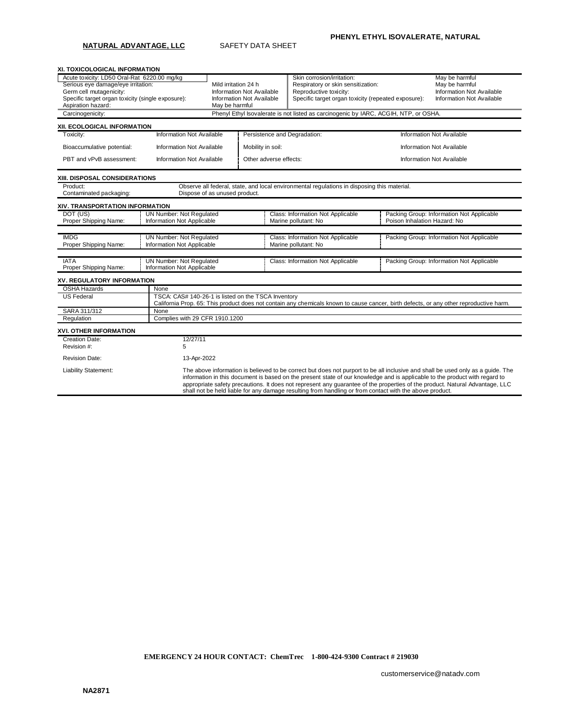**NATURAL ADVANTAGE, LLC** SAFETY DATA SHEET

**PHENYL ETHYL ISOVALERATE, NATURAL**

### XI. TOXICOLOGICAL INFORMATION

| | | | |
|---|---|---|---|
| Acute toxicity: LD50 Oral-Rat 6220.00 mg/kg | | Skin corrosion/irritation: | May be harmful |
| Serious eye damage/eye irritation: | Mild irritation 24 h | Respiratory or skin sensitization: | May be harmful |
| Germ cell mutagenicity: | Information Not Available | Reproductive toxicity: | Information Not Available |
| Specific target organ toxicity (single exposure): | Information Not Available | Specific target organ toxicity (repeated exposure): | Information Not Available |
| Aspiration hazard: | May be harmful | | |
| Carcinogenicity: | Phenyl Ethyl Isovalerate is not listed as carcinogenic by IARC, ACGIH, NTP, or OSHA. | | |

### XII. ECOLOGICAL INFORMATION

| | | | |
|---|---|---|---|
| Toxicity: | Information Not Available | Persistence and Degradation: | Information Not Available |
| Bioaccumulative potential: | Information Not Available | Mobility in soil: | Information Not Available |
| PBT and vPvB assessment: | Information Not Available | Other adverse effects: | Information Not Available |

### XIII. DISPOSAL CONSIDERATIONS

| | |
|---|---|
| Product: | Observe all federal, state, and local environmental regulations in disposing this material. |
| Contaminated packaging: | Dispose of as unused product. |

### XIV. TRANSPORTATION INFORMATION

| | | | |
|---|---|---|---|
| DOT (US) | UN Number: Not Regulated | Class: Information Not Applicable | Packing Group: Information Not Applicable |
| Proper Shipping Name: | Information Not Applicable | Marine pollutant: No | Poison Inhalation Hazard: No |
| IMDG | UN Number: Not Regulated | Class: Information Not Applicable | Packing Group: Information Not Applicable |
| Proper Shipping Name: | Information Not Applicable | Marine pollutant: No | |
| IATA | UN Number: Not Regulated | Class: Information Not Applicable | Packing Group: Information Not Applicable |
| Proper Shipping Name: | Information Not Applicable | | |

### XV. REGULATORY INFORMATION

| | |
|---|---|
| OSHA Hazards | None |
| US Federal | TSCA: CAS# 140-26-1 is listed on the TSCA Inventory<br>California Prop. 65: This product does not contain any chemicals known to cause cancer, birth defects, or any other reproductive harm. |
| SARA 311/312 | None |
| Regulation | Complies with 29 CFR 1910.1200 |

### XVI. OTHER INFORMATION

| | |
|---|---|
| Creation Date: | 12/27/11 |
| Revision #: | 5 |
| Revision Date: | 13-Apr-2022 |
| Liability Statement: | The above information is believed to be correct but does not purport to be all inclusive and shall be used only as a guide. The information in this document is based on the present state of our knowledge and is applicable to the product with regard to appropriate safety precautions. It does not represent any guarantee of the properties of the product. Natural Advantage, LLC shall not be held liable for any damage resulting from handling or from contact with the above product. |

**EMERGENCY 24 HOUR CONTACT: ChemTrec 1-800-424-9300 Contract # 219030**

customerservice@natadv.com

NA2871